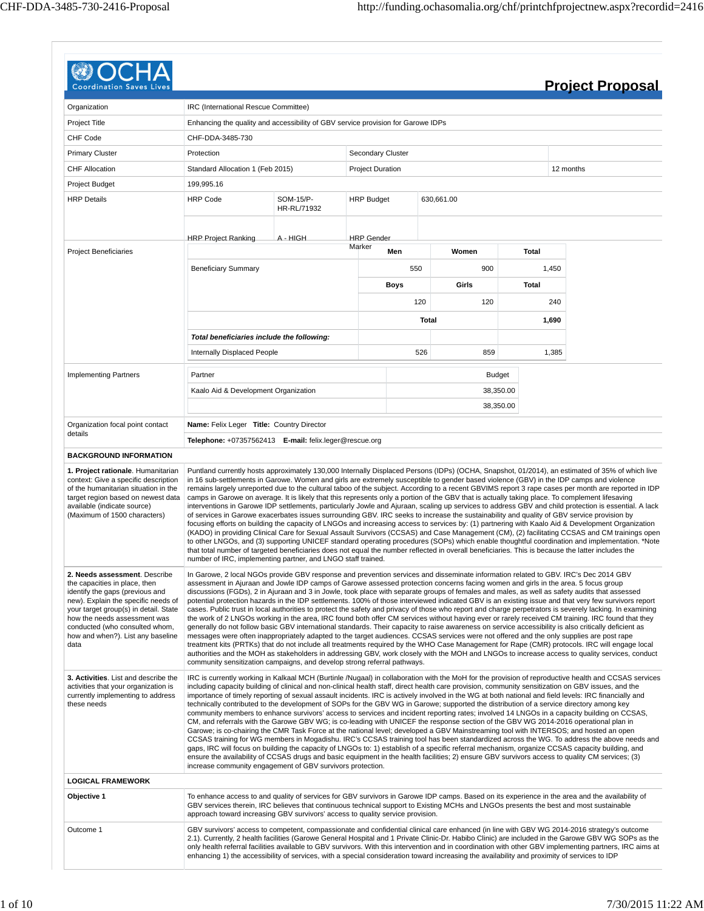# Project Proposal

| | | | | |
|---|---|---|---|---|
| Organization | IRC (International Rescue Committee) | | | |
| Project Title | Enhancing the quality and accessibility of GBV service provision for Garowe IDPs | | | |
| CHF Code | CHF-DDA-3485-730 | | | |
| Primary Cluster | Protection | | Secondary Cluster | |
| CHF Allocation | Standard Allocation 1 (Feb 2015) | | Project Duration | 12 months |
| Project Budget | 199,995.16 | | | |
| HRP Details | HRP Code | SOM-15/P-HR-RL/71932 | HRP Budget | 630,661.00 |
| | HRP Project Ranking | A - HIGH | HRP Gender Marker | |

**Project Beneficiaries**

| | Men | Women | Total |
|---|---|---|---|
| Beneficiary Summary | 550 | 900 | 1,450 |
| | **Boys** | **Girls** | **Total** |
| | 120 | 120 | 240 |
| | **Total** | | **1,690** |
| ***Total beneficiaries include the following:*** | | | |
| Internally Displaced People | 526 | 859 | 1,385 |

**Implementing Partners**

| Partner | Budget |
|---|---|
| Kaalo Aid & Development Organization | 38,350.00 |
| | 38,350.00 |

**Organization focal point contact details**

**Name:** Felix Leger **Title:** Country Director

**Telephone:** +07357562413 **E-mail:** felix.leger@rescue.org

## BACKGROUND INFORMATION

**1. Project rationale**. Humanitarian context: Give a specific description of the humanitarian situation in the target region based on newest data available (indicate source) (Maximum of 1500 characters)

Puntland currently hosts approximately 130,000 Internally Displaced Persons (IDPs) (OCHA, Snapshot, 01/2014), an estimated of 35% of which live in 16 sub-settlements in Garowe. Women and girls are extremely susceptible to gender based violence (GBV) in the IDP camps and violence remains largely unreported due to the cultural taboo of the subject. According to a recent GBVIMS report 3 rape cases per month are reported in IDP camps in Garowe on average. It is likely that this represents only a portion of the GBV that is actually taking place. To complement lifesaving interventions in Garowe IDP settlements, particularly Jowle and Ajuraan, scaling up services to address GBV and child protection is essential. A lack of services in Garowe exacerbates issues surrounding GBV. IRC seeks to increase the sustainability and quality of GBV service provision by focusing efforts on building the capacity of LNGOs and increasing access to services by: (1) partnering with Kaalo Aid & Development Organization (KADO) in providing Clinical Care for Sexual Assault Survivors (CCSAS) and Case Management (CM), (2) facilitating CCSAS and CM trainings open to other LNGOs, and (3) supporting UNICEF standard operating procedures (SOPs) which enable thoughtful coordination and implementation. *Note that total number of targeted beneficiaries does not equal the number reflected in overall beneficiaries. This is because the latter includes the number of IRC, implementing partner, and LNGO staff trained.

**2. Needs assessment**. Describe the capacities in place, then identify the gaps (previous and new). Explain the specific needs of your target group(s) in detail. State how the needs assessment was conducted (who consulted whom, how and when?). List any baseline data

In Garowe, 2 local NGOs provide GBV response and prevention services and disseminate information related to GBV. IRC's Dec 2014 GBV assessment in Ajuraan and Jowle IDP camps of Garowe assessed protection concerns facing women and girls in the area. 5 focus group discussions (FGDs), 2 in Ajuraan and 3 in Jowle, took place with separate groups of females and males, as well as safety audits that assessed potential protection hazards in the IDP settlements. 100% of those interviewed indicated GBV is an existing issue and that very few survivors report cases. Public trust in local authorities to protect the safety and privacy of those who report and charge perpetrators is severely lacking. In examining the work of 2 LNGOs working in the area, IRC found both offer CM services without having ever or rarely received CM training. IRC found that they generally do not follow basic GBV international standards. Their capacity to raise awareness on service accessibility is also critically deficient as messages were often inappropriately adapted to the target audiences. CCSAS services were not offered and the only supplies are post rape treatment kits (PRTKs) that do not include all treatments required by the WHO Case Management for Rape (CMR) protocols. IRC will engage local authorities and the MOH as stakeholders in addressing GBV, work closely with the MOH and LNGOs to increase access to quality services, conduct community sensitization campaigns, and develop strong referral pathways.

**3. Activities**. List and describe the activities that your organization is currently implementing to address these needs

IRC is currently working in Kalkaal MCH (Burtinle /Nugaal) in collaboration with the MoH for the provision of reproductive health and CCSAS services including capacity building of clinical and non-clinical health staff, direct health care provision, community sensitization on GBV issues, and the importance of timely reporting of sexual assault incidents. IRC is actively involved in the WG at both national and field levels: IRC financially and technically contributed to the development of SOPs for the GBV WG in Garowe; supported the distribution of a service directory among key community members to enhance survivors' access to services and incident reporting rates; involved 14 LNGOs in a capacity building on CCSAS, CM, and referrals with the Garowe GBV WG; is co-leading with UNICEF the response section of the GBV WG 2014-2016 operational plan in Garowe; is co-chairing the CMR Task Force at the national level; developed a GBV Mainstreaming tool with INTERSOS; and hosted an open CCSAS training for WG members in Mogadishu. IRC's CCSAS training tool has been standardized across the WG. To address the above needs and gaps, IRC will focus on building the capacity of LNGOs to: 1) establish of a specific referral mechanism, organize CCSAS capacity building, and ensure the availability of CCSAS drugs and basic equipment in the health facilities; 2) ensure GBV survivors access to quality CM services; (3) increase community engagement of GBV survivors protection.

## LOGICAL FRAMEWORK

**Objective 1**

To enhance access to and quality of services for GBV survivors in Garowe IDP camps. Based on its experience in the area and the availability of GBV services therein, IRC believes that continuous technical support to Existing MCHs and LNGOs presents the best and most sustainable approach toward increasing GBV survivors' access to quality service provision.

**Outcome 1**

GBV survivors' access to competent, compassionate and confidential clinical care enhanced (in line with GBV WG 2014-2016 strategy's outcome 2.1). Currently, 2 health facilities (Garowe General Hospital and 1 Private Clinic-Dr. Habibo Clinic) are included in the Garowe GBV WG SOPs as the only health referral facilities available to GBV survivors. With this intervention and in coordination with other GBV implementing partners, IRC aims at enhancing 1) the accessibility of services, with a special consideration toward increasing the availability and proximity of services to IDP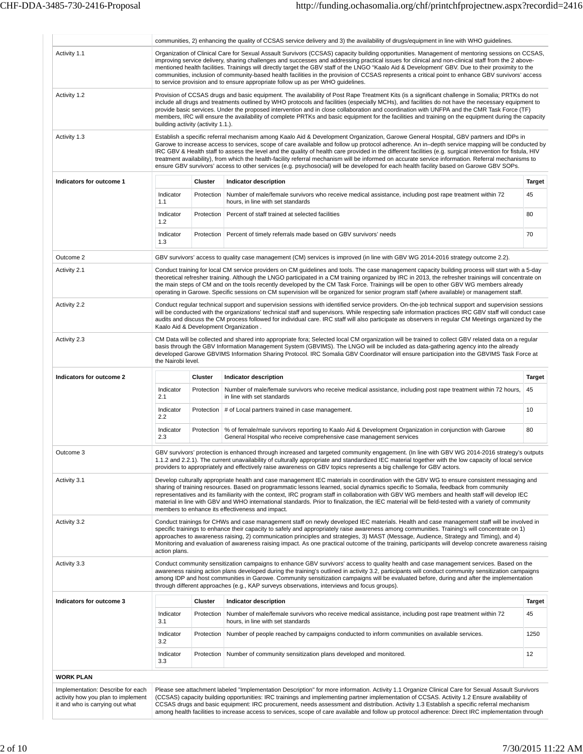| | |
|---|---|
| | communities, 2) enhancing the quality of CCSAS service delivery and 3) the availability of drugs/equipment in line with WHO guidelines. |
| Activity 1.1 | Organization of Clinical Care for Sexual Assault Survivors (CCSAS) capacity building opportunities. Management of mentoring sessions on CCSAS, improving service delivery, sharing challenges and successes and addressing practical issues for clinical and non-clinical staff from the 2 above-mentioned health facilities. Trainings will directly target the GBV staff of the LNGO "Kaalo Aid & Development' GBV. Due to their proximity to the communities, inclusion of community-based health facilities in the provision of CCSAS represents a critical point to enhance GBV survivors' access to service provision and to ensure appropriate follow up as per WHO guidelines. |
| Activity 1.2 | Provision of CCSAS drugs and basic equipment. The availability of Post Rape Treatment Kits (is a significant challenge in Somalia; PRTKs do not include all drugs and treatments outlined by WHO protocols and facilities (especially MCHs), and facilities do not have the necessary equipment to provide basic services. Under the proposed intervention and in close collaboration and coordination with UNFPA and the CMR Task Force (TF) members, IRC will ensure the availability of complete PRTKs and basic equipment for the facilities and training on the equipment during the capacity building activity (activity 1.1.). |
| Activity 1.3 | Establish a specific referral mechanism among Kaalo Aid & Development Organization, Garowe General Hospital, GBV partners and IDPs in Garowe to increase access to services, scope of care available and follow up protocol adherence. An in–depth service mapping will be conducted by IRC GBV & Health staff to assess the level and the quality of health care provided in the different facilities (e.g. surgical intervention for fistula, HIV treatment availability), from which the health-facility referral mechanism will be informed on accurate service information. Referral mechanisms to ensure GBV survivors' access to other services (e.g. psychosocial) will be developed for each health facility based on Garowe GBV SOPs. |

**Indicators for outcome 1**

| | Cluster | Indicator description | Target |
|---|---|---|---|
| Indicator 1.1 | Protection | Number of male/female survivors who receive medical assistance, including post rape treatment within 72 hours, in line with set standards | 45 |
| Indicator 1.2 | Protection | Percent of staff trained at selected facilities | 80 |
| Indicator 1.3 | Protection | Percent of timely referrals made based on GBV survivors' needs | 70 |

| | |
|---|---|
| Outcome 2 | GBV survivors' access to quality case management (CM) services is improved (in line with GBV WG 2014-2016 strategy outcome 2.2). |
| Activity 2.1 | Conduct training for local CM service providers on CM guidelines and tools. The case management capacity building process will start with a 5-day theoretical refresher training. Although the LNGO participated in a CM training organized by IRC in 2013, the refresher trainings will concentrate on the main steps of CM and on the tools recently developed by the CM Task Force. Trainings will be open to other GBV WG members already operating in Garowe. Specific sessions on CM supervision will be organized for senior program staff (where available) or management staff. |
| Activity 2.2 | Conduct regular technical support and supervision sessions with identified service providers. On-the-job technical support and supervision sessions will be conducted with the organizations' technical staff and supervisors. While respecting safe information practices IRC GBV staff will conduct case audits and discuss the CM process followed for individual care. IRC staff will also participate as observers in regular CM Meetings organized by the Kaalo Aid & Development Organization . |
| Activity 2.3 | CM Data will be collected and shared into appropriate fora; Selected local CM organization will be trained to collect GBV related data on a regular basis through the GBV Information Management System (GBVIMS). The LNGO will be included as data-gathering agency into the already developed Garowe GBVIMS Information Sharing Protocol. IRC Somalia GBV Coordinator will ensure participation into the GBVIMS Task Force at the Nairobi level. |

**Indicators for outcome 2**

| | Cluster | Indicator description | Target |
|---|---|---|---|
| Indicator 2.1 | Protection | Number of male/female survivors who receive medical assistance, including post rape treatment within 72 hours, in line with set standards | 45 |
| Indicator 2.2 | Protection | # of Local partners trained in case management. | 10 |
| Indicator 2.3 | Protection | % of female/male survivors reporting to Kaalo Aid & Development Organization in conjunction with Garowe General Hospital who receive comprehensive case management services | 80 |

| | |
|---|---|
| Outcome 3 | GBV survivors' protection is enhanced through increased and targeted community engagement. (In line with GBV WG 2014-2016 strategy's outputs 1.1.2 and 2.2.1). The current unavailability of culturally appropriate and standardized IEC material together with the low capacity of local service providers to appropriately and effectively raise awareness on GBV topics represents a big challenge for GBV actors. |
| Activity 3.1 | Develop culturally appropriate health and case management IEC materials in coordination with the GBV WG to ensure consistent messaging and sharing of training resources. Based on programmatic lessons learned, social dynamics specific to Somalia, feedback from community representatives and its familiarity with the context, IRC program staff in collaboration with GBV WG members and health staff will develop IEC material in line with GBV and WHO international standards. Prior to finalization, the IEC material will be field-tested with a variety of community members to enhance its effectiveness and impact. |
| Activity 3.2 | Conduct trainings for CHWs and case management staff on newly developed IEC materials. Health and case management staff will be involved in specific trainings to enhance their capacity to safely and appropriately raise awareness among communities. Training's will concentrate on 1) approaches to awareness raising, 2) communication principles and strategies, 3) MAST (Message, Audience, Strategy and Timing), and 4) Monitoring and evaluation of awareness raising impact. As one practical outcome of the training, participants will develop concrete awareness raising action plans. |
| Activity 3.3 | Conduct community sensitization campaigns to enhance GBV survivors' access to quality health and case management services. Based on the awareness raising action plans developed during the training's outlined in activity 3.2, participants will conduct community sensitization campaigns among IDP and host communities in Garowe. Community sensitization campaigns will be evaluated before, during and after the implementation through different approaches (e.g., KAP surveys observations, interviews and focus groups). |

**Indicators for outcome 3**

| | Cluster | Indicator description | Target |
|---|---|---|---|
| Indicator 3.1 | Protection | Number of male/female survivors who receive medical assistance, including post rape treatment within 72 hours, in line with set standards | 45 |
| Indicator 3.2 | Protection | Number of people reached by campaigns conducted to inform communities on available services. | 1250 |
| Indicator 3.3 | Protection | Number of community sensitization plans developed and monitored. | 12 |

**WORK PLAN**

| | |
|---|---|
| Implementation: Describe for each activity how you plan to implement it and who is carrying out what | Please see attachment labeled "Implementation Description" for more information. Activity 1.1 Organize Clinical Care for Sexual Assault Survivors (CCSAS) capacity building opportunities: IRC trainings and implementing partner implementation of CCSAS. Activity 1.2 Ensure availability of CCSAS drugs and basic equipment: IRC procurement, needs assessment and distribution. Activity 1.3 Establish a specific referral mechanism among health facilities to increase access to services, scope of care available and follow up protocol adherence: Direct IRC implementation through |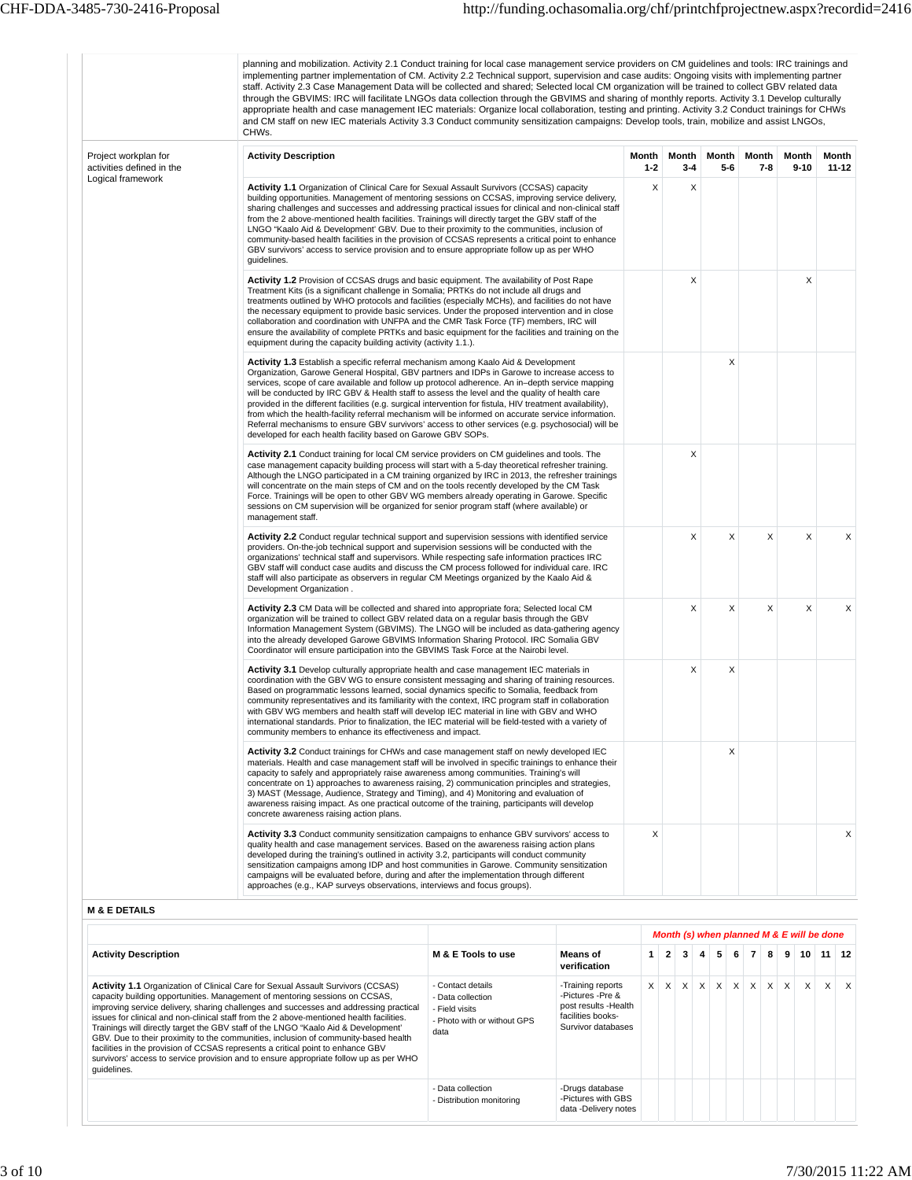| | |
|---|---|
| | planning and mobilization. Activity 2.1 Conduct training for local case management service providers on CM guidelines and tools: IRC trainings and implementing partner implementation of CM. Activity 2.2 Technical support, supervision and case audits: Ongoing visits with implementing partner staff. Activity 2.3 Case Management Data will be collected and shared; Selected local CM organization will be trained to collect GBV related data through the GBVIMS: IRC will facilitate LNGOs data collection through the GBVIMS and sharing of monthly reports. Activity 3.1 Develop culturally appropriate health and case management IEC materials: Organize local collaboration, testing and printing. Activity 3.2 Conduct trainings for CHWs and CM staff on new IEC materials Activity 3.3 Conduct community sensitization campaigns: Develop tools, train, mobilize and assist LNGOs, CHWs. |

**Project workplan for activities defined in the Logical framework**

| Activity Description | Month 1-2 | Month 3-4 | Month 5-6 | Month 7-8 | Month 9-10 | Month 11-12 |
|---|---|---|---|---|---|---|
| **Activity 1.1** Organization of Clinical Care for Sexual Assault Survivors (CCSAS) capacity building opportunities. Management of mentoring sessions on CCSAS, improving service delivery, sharing challenges and successes and addressing practical issues for clinical and non-clinical staff from the 2 above-mentioned health facilities. Trainings will directly target the GBV staff of the LNGO "Kaalo Aid & Development' GBV. Due to their proximity to the communities, inclusion of community-based health facilities in the provision of CCSAS represents a critical point to enhance GBV survivors' access to service provision and to ensure appropriate follow up as per WHO guidelines. | X | X | | | | |
| **Activity 1.2** Provision of CCSAS drugs and basic equipment. The availability of Post Rape Treatment Kits (is a significant challenge in Somalia; PRTKs do not include all drugs and treatments outlined by WHO protocols and facilities (especially MCHs), and facilities do not have the necessary equipment to provide basic services. Under the proposed intervention and in close collaboration and coordination with UNFPA and the CMR Task Force (TF) members, IRC will ensure the availability of complete PRTKs and basic equipment for the facilities and training on the equipment during the capacity building activity (activity 1.1.). | | X | | | X | |
| **Activity 1.3** Establish a specific referral mechanism among Kaalo Aid & Development Organization, Garowe General Hospital, GBV partners and IDPs in Garowe to increase access to services, scope of care available and follow up protocol adherence. An in–depth service mapping will be conducted by IRC GBV & Health staff to assess the level and the quality of health care provided in the different facilities (e.g. surgical intervention for fistula, HIV treatment availability), from which the health-facility referral mechanism will be informed on accurate service information. Referral mechanisms to ensure GBV survivors' access to other services (e.g. psychosocial) will be developed for each health facility based on Garowe GBV SOPs. | | | X | | | |
| **Activity 2.1** Conduct training for local CM service providers on CM guidelines and tools. The case management capacity building process will start with a 5-day theoretical refresher training. Although the LNGO participated in a CM training organized by IRC in 2013, the refresher trainings will concentrate on the main steps of CM and on the tools recently developed by the CM Task Force. Trainings will be open to other GBV WG members already operating in Garowe. Specific sessions on CM supervision will be organized for senior program staff (where available) or management staff. | | X | | | | |
| **Activity 2.2** Conduct regular technical support and supervision sessions with identified service providers. On-the-job technical support and supervision sessions will be conducted with the organizations' technical staff and supervisors. While respecting safe information practices IRC GBV staff will conduct case audits and discuss the CM process followed for individual care. IRC staff will also participate as observers in regular CM Meetings organized by the Kaalo Aid & Development Organization . | | X | X | X | X | X |
| **Activity 2.3** CM Data will be collected and shared into appropriate fora; Selected local CM organization will be trained to collect GBV related data on a regular basis through the GBV Information Management System (GBVIMS). The LNGO will be included as data-gathering agency into the already developed Garowe GBVIMS Information Sharing Protocol. IRC Somalia GBV Coordinator will ensure participation into the GBVIMS Task Force at the Nairobi level. | | X | X | X | X | X |
| **Activity 3.1** Develop culturally appropriate health and case management IEC materials in coordination with the GBV WG to ensure consistent messaging and sharing of training resources. Based on programmatic lessons learned, social dynamics specific to Somalia, feedback from community representatives and its familiarity with the context, IRC program staff in collaboration with GBV WG members and health staff will develop IEC material in line with GBV and WHO international standards. Prior to finalization, the IEC material will be field-tested with a variety of community members to enhance its effectiveness and impact. | | X | X | | | |
| **Activity 3.2** Conduct trainings for CHWs and case management staff on newly developed IEC materials. Health and case management staff will be involved in specific trainings to enhance their capacity to safely and appropriately raise awareness among communities. Training's will concentrate on 1) approaches to awareness raising, 2) communication principles and strategies, 3) MAST (Message, Audience, Strategy and Timing), and 4) Monitoring and evaluation of awareness raising impact. As one practical outcome of the training, participants will develop concrete awareness raising action plans. | | | X | | | |
| **Activity 3.3** Conduct community sensitization campaigns to enhance GBV survivors' access to quality health and case management services. Based on the awareness raising action plans developed during the training's outlined in activity 3.2, participants will conduct community sensitization campaigns among IDP and host communities in Garowe. Community sensitization campaigns will be evaluated before, during and after the implementation through different approaches (e.g., KAP surveys observations, interviews and focus groups). | X | | | | | X |

**M & E DETAILS**

| Activity Description | M & E Tools to use | Means of verification | *Month (s) when planned M & E will be done* 1 | 2 | 3 | 4 | 5 | 6 | 7 | 8 | 9 | 10 | 11 | 12 |
|---|---|---|---|---|---|---|---|---|---|---|---|---|---|---|
| **Activity 1.1** Organization of Clinical Care for Sexual Assault Survivors (CCSAS) capacity building opportunities. Management of mentoring sessions on CCSAS, improving service delivery, sharing challenges and successes and addressing practical issues for clinical and non-clinical staff from the 2 above-mentioned health facilities. Trainings will directly target the GBV staff of the LNGO "Kaalo Aid & Development' GBV. Due to their proximity to the communities, inclusion of community-based health facilities in the provision of CCSAS represents a critical point to enhance GBV survivors' access to service provision and to ensure appropriate follow up as per WHO guidelines. | - Contact details<br>- Data collection<br>- Field visits<br>- Photo with or without GPS data | -Training reports<br>-Pictures -Pre & post results -Health facilities books- Survivor databases | X | X | X | X | X | X | X | X | X | X | X | X |
| | - Data collection<br>- Distribution monitoring | -Drugs database<br>-Pictures with GBS data -Delivery notes | | | | | | | | | | | | |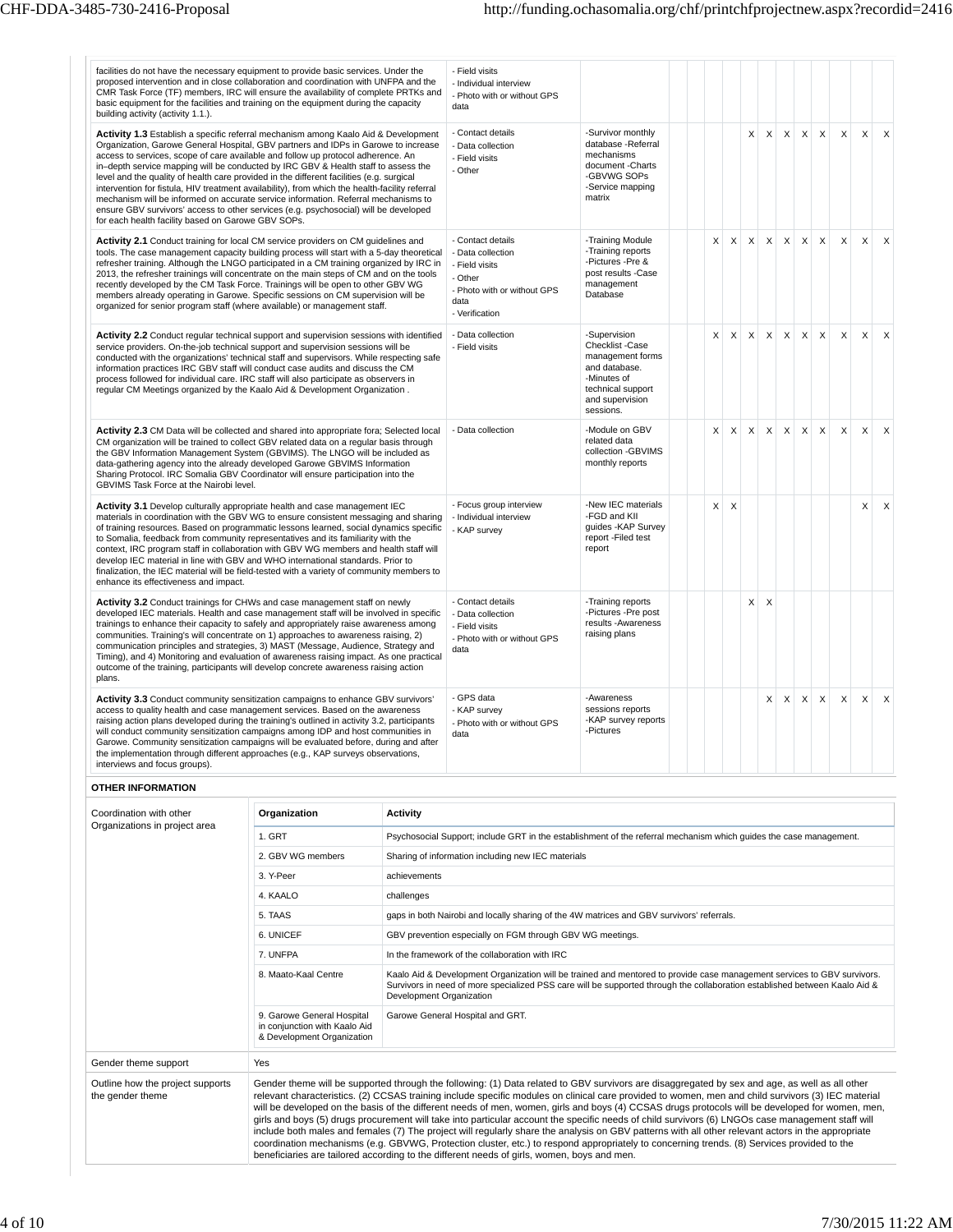| | | | | | | | | | | | | | | |
|---|---|---|---|---|---|---|---|---|---|---|---|---|---|---|
| facilities do not have the necessary equipment to provide basic services. Under the proposed intervention and in close collaboration and coordination with UNFPA and the CMR Task Force (TF) members, IRC will ensure the availability of complete PRTKs and basic equipment for the facilities and training on the equipment during the capacity building activity (activity 1.1.). | - Field visits<br>- Individual interview<br>- Photo with or without GPS data | | | | | | | | | | | | | |
| **Activity 1.3** Establish a specific referral mechanism among Kaalo Aid & Development Organization, Garowe General Hospital, GBV partners and IDPs in Garowe to increase access to services, scope of care available and follow up protocol adherence. An in–depth service mapping will be conducted by IRC GBV & Health staff to assess the level and the quality of health care provided in the different facilities (e.g. surgical intervention for fistula, HIV treatment availability), from which the health-facility referral mechanism will be informed on accurate service information. Referral mechanisms to ensure GBV survivors' access to other services (e.g. psychosocial) will be developed for each health facility based on Garowe GBV SOPs. | - Contact details<br>- Data collection<br>- Field visits<br>- Other | -Survivor monthly database -Referral mechanisms document -Charts -GBVWG SOPs -Service mapping matrix | | | | | X | X | X | X | X | X | X | X |
| **Activity 2.1** Conduct training for local CM service providers on CM guidelines and tools. The case management capacity building process will start with a 5-day theoretical refresher training. Although the LNGO participated in a CM training organized by IRC in 2013, the refresher trainings will concentrate on the main steps of CM and on the tools recently developed by the CM Task Force. Trainings will be open to other GBV WG members already operating in Garowe. Specific sessions on CM supervision will be organized for senior program staff (where available) or management staff. | - Contact details<br>- Data collection<br>- Field visits<br>- Other<br>- Photo with or without GPS data<br>- Verification | -Training Module -Training reports -Pictures -Pre & post results -Case management Database | | | X | X | X | X | X | X | X | X | X | X |
| **Activity 2.2** Conduct regular technical support and supervision sessions with identified service providers. On-the-job technical support and supervision sessions will be conducted with the organizations' technical staff and supervisors. While respecting safe information practices IRC GBV staff will conduct case audits and discuss the CM process followed for individual care. IRC staff will also participate as observers in regular CM Meetings organized by the Kaalo Aid & Development Organization . | - Data collection<br>- Field visits | -Supervision Checklist -Case management forms and database. -Minutes of technical support and supervision sessions. | | | X | X | X | X | X | X | X | X | X | X |
| **Activity 2.3** CM Data will be collected and shared into appropriate fora; Selected local CM organization will be trained to collect GBV related data on a regular basis through the GBV Information Management System (GBVIMS). The LNGO will be included as data-gathering agency into the already developed Garowe GBVIMS Information Sharing Protocol. IRC Somalia GBV Coordinator will ensure participation into the GBVIMS Task Force at the Nairobi level. | - Data collection | -Module on GBV related data collection -GBVIMS monthly reports | | | X | X | X | X | X | X | X | X | X | X |
| **Activity 3.1** Develop culturally appropriate health and case management IEC materials in coordination with the GBV WG to ensure consistent messaging and sharing of training resources. Based on programmatic lessons learned, social dynamics specific to Somalia, feedback from community representatives and its familiarity with the context, IRC program staff in collaboration with GBV WG members and health staff will develop IEC material in line with GBV and WHO international standards. Prior to finalization, the IEC material will be field-tested with a variety of community members to enhance its effectiveness and impact. | - Focus group interview<br>- Individual interview<br>- KAP survey | -New IEC materials -FGD and KII guides -KAP Survey report -Filed test report | | | X | X | | | | | | | X | X |
| **Activity 3.2** Conduct trainings for CHWs and case management staff on newly developed IEC materials. Health and case management staff will be involved in specific trainings to enhance their capacity to safely and appropriately raise awareness among communities. Training's will concentrate on 1) approaches to awareness raising, 2) communication principles and strategies, 3) MAST (Message, Audience, Strategy and Timing), and 4) Monitoring and evaluation of awareness raising impact. As one practical outcome of the training, participants will develop concrete awareness raising action plans. | - Contact details<br>- Data collection<br>- Field visits<br>- Photo with or without GPS data | -Training reports -Pictures -Pre post results -Awareness raising plans | | | | | X | X | | | | | | |
| **Activity 3.3** Conduct community sensitization campaigns to enhance GBV survivors' access to quality health and case management services. Based on the awareness raising action plans developed during the training's outlined in activity 3.2, participants will conduct community sensitization campaigns among IDP and host communities in Garowe. Community sensitization campaigns will be evaluated before, during and after the implementation through different approaches (e.g., KAP surveys observations, interviews and focus groups). | - GPS data<br>- KAP survey<br>- Photo with or without GPS data | -Awareness sessions reports -KAP survey reports -Pictures | | | | | | X | X | X | X | X | X | X |

**OTHER INFORMATION**

**Coordination with other Organizations in project area**

| Organization | Activity |
|---|---|
| 1. GRT | Psychosocial Support; include GRT in the establishment of the referral mechanism which guides the case management. |
| 2. GBV WG members | Sharing of information including new IEC materials |
| 3. Y-Peer | achievements |
| 4. KAALO | challenges |
| 5. TAAS | gaps in both Nairobi and locally sharing of the 4W matrices and GBV survivors' referrals. |
| 6. UNICEF | GBV prevention especially on FGM through GBV WG meetings. |
| 7. UNFPA | In the framework of the collaboration with IRC |
| 8. Maato-Kaal Centre | Kaalo Aid & Development Organization will be trained and mentored to provide case management services to GBV survivors. Survivors in need of more specialized PSS care will be supported through the collaboration established between Kaalo Aid & Development Organization |
| 9. Garowe General Hospital in conjunction with Kaalo Aid & Development Organization | Garowe General Hospital and GRT. |

| | |
|---|---|
| Gender theme support | Yes |
| Outline how the project supports the gender theme | Gender theme will be supported through the following: (1) Data related to GBV survivors are disaggregated by sex and age, as well as all other relevant characteristics. (2) CCSAS training include specific modules on clinical care provided to women, men and child survivors (3) IEC material will be developed on the basis of the different needs of men, women, girls and boys (4) CCSAS drugs protocols will be developed for women, men, girls and boys (5) drugs procurement will take into particular account the specific needs of child survivors (6) LNGOs case management staff will include both males and females (7) The project will regularly share the analysis on GBV patterns with all other relevant actors in the appropriate coordination mechanisms (e.g. GBVWG, Protection cluster, etc.) to respond appropriately to concerning trends. (8) Services provided to the beneficiaries are tailored according to the different needs of girls, women, boys and men. |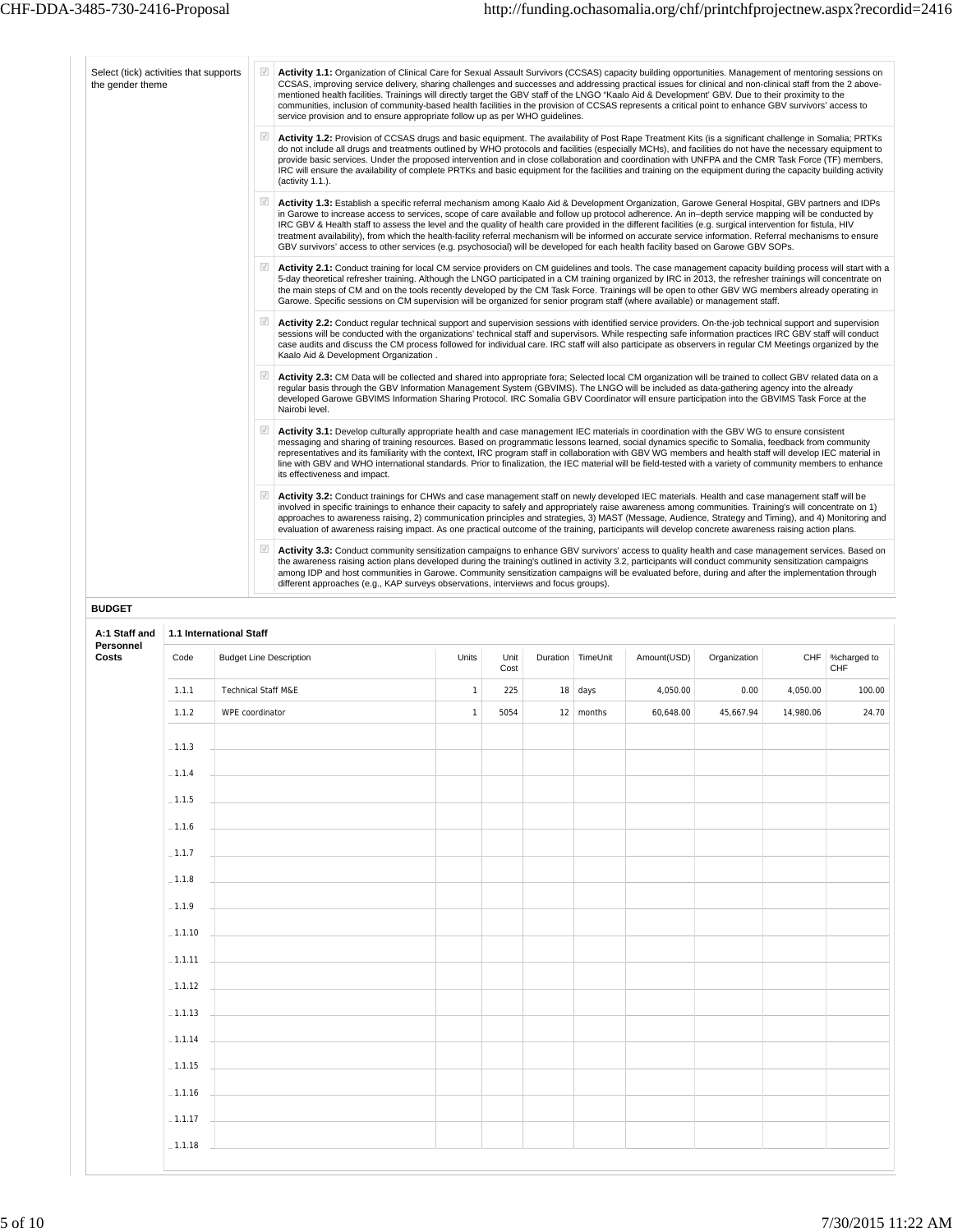Select (tick) activities that supports the gender theme

- ☑ **Activity 1.1:** Organization of Clinical Care for Sexual Assault Survivors (CCSAS) capacity building opportunities. Management of mentoring sessions on CCSAS, improving service delivery, sharing challenges and successes and addressing practical issues for clinical and non-clinical staff from the 2 above-mentioned health facilities. Trainings will directly target the GBV staff of the LNGO "Kaalo Aid & Development' GBV. Due to their proximity to the communities, inclusion of community-based health facilities in the provision of CCSAS represents a critical point to enhance GBV survivors' access to service provision and to ensure appropriate follow up as per WHO guidelines.
- ☑ **Activity 1.2:** Provision of CCSAS drugs and basic equipment. The availability of Post Rape Treatment Kits (is a significant challenge in Somalia; PRTKs do not include all drugs and treatments outlined by WHO protocols and facilities (especially MCHs), and facilities do not have the necessary equipment to provide basic services. Under the proposed intervention and in close collaboration and coordination with UNFPA and the CMR Task Force (TF) members, IRC will ensure the availability of complete PRTKs and basic equipment for the facilities and training on the equipment during the capacity building activity (activity 1.1.).
- ☑ **Activity 1.3:** Establish a specific referral mechanism among Kaalo Aid & Development Organization, Garowe General Hospital, GBV partners and IDPs in Garowe to increase access to services, scope of care available and follow up protocol adherence. An in–depth service mapping will be conducted by IRC GBV & Health staff to assess the level and the quality of health care provided in the different facilities (e.g. surgical intervention for fistula, HIV treatment availability), from which the health-facility referral mechanism will be informed on accurate service information. Referral mechanisms to ensure GBV survivors' access to other services (e.g. psychosocial) will be developed for each health facility based on Garowe GBV SOPs.
- ☑ **Activity 2.1:** Conduct training for local CM service providers on CM guidelines and tools. The case management capacity building process will start with a 5-day theoretical refresher training. Although the LNGO participated in a CM training organized by IRC in 2013, the refresher trainings will concentrate on the main steps of CM and on the tools recently developed by the CM Task Force. Trainings will be open to other GBV WG members already operating in Garowe. Specific sessions on CM supervision will be organized for senior program staff (where available) or management staff.
- ☑ **Activity 2.2:** Conduct regular technical support and supervision sessions with identified service providers. On-the-job technical support and supervision sessions will be conducted with the organizations' technical staff and supervisors. While respecting safe information practices IRC GBV staff will conduct case audits and discuss the CM process followed for individual care. IRC staff will also participate as observers in regular CM Meetings organized by the Kaalo Aid & Development Organization .
- ☑ **Activity 2.3:** CM Data will be collected and shared into appropriate fora; Selected local CM organization will be trained to collect GBV related data on a regular basis through the GBV Information Management System (GBVIMS). The LNGO will be included as data-gathering agency into the already developed Garowe GBVIMS Information Sharing Protocol. IRC Somalia GBV Coordinator will ensure participation into the GBVIMS Task Force at the Nairobi level.
- ☑ **Activity 3.1:** Develop culturally appropriate health and case management IEC materials in coordination with the GBV WG to ensure consistent messaging and sharing of training resources. Based on programmatic lessons learned, social dynamics specific to Somalia, feedback from community representatives and its familiarity with the context, IRC program staff in collaboration with GBV WG members and health staff will develop IEC material in line with GBV and WHO international standards. Prior to finalization, the IEC material will be field-tested with a variety of community members to enhance its effectiveness and impact.
- ☑ **Activity 3.2:** Conduct trainings for CHWs and case management staff on newly developed IEC materials. Health and case management staff will be involved in specific trainings to enhance their capacity to safely and appropriately raise awareness among communities. Training's will concentrate on 1) approaches to awareness raising, 2) communication principles and strategies, 3) MAST (Message, Audience, Strategy and Timing), and 4) Monitoring and evaluation of awareness raising impact. As one practical outcome of the training, participants will develop concrete awareness raising action plans.
- ☑ **Activity 3.3:** Conduct community sensitization campaigns to enhance GBV survivors' access to quality health and case management services. Based on the awareness raising action plans developed during the training's outlined in activity 3.2, participants will conduct community sensitization campaigns among IDP and host communities in Garowe. Community sensitization campaigns will be evaluated before, during and after the implementation through different approaches (e.g., KAP surveys observations, interviews and focus groups).

**BUDGET**

**A:1 Staff and Personnel Costs**

**1.1 International Staff**

| Code | Budget Line Description | Units | Unit Cost | Duration | TimeUnit | Amount(USD) | Organization | CHF | %charged to CHF |
|---|---|---|---|---|---|---|---|---|---|
| 1.1.1 | Technical Staff M&E | 1 | 225 | 18 | days | 4,050.00 | 0.00 | 4,050.00 | 100.00 |
| 1.1.2 | WPE coordinator | 1 | 5054 | 12 | months | 60,648.00 | 45,667.94 | 14,980.06 | 24.70 |
| 1.1.3 | | | | | | | | | |
| 1.1.4 | | | | | | | | | |
| 1.1.5 | | | | | | | | | |
| 1.1.6 | | | | | | | | | |
| 1.1.7 | | | | | | | | | |
| 1.1.8 | | | | | | | | | |
| 1.1.9 | | | | | | | | | |
| 1.1.10 | | | | | | | | | |
| 1.1.11 | | | | | | | | | |
| 1.1.12 | | | | | | | | | |
| 1.1.13 | | | | | | | | | |
| 1.1.14 | | | | | | | | | |
| 1.1.15 | | | | | | | | | |
| 1.1.16 | | | | | | | | | |
| 1.1.17 | | | | | | | | | |
| 1.1.18 | | | | | | | | | |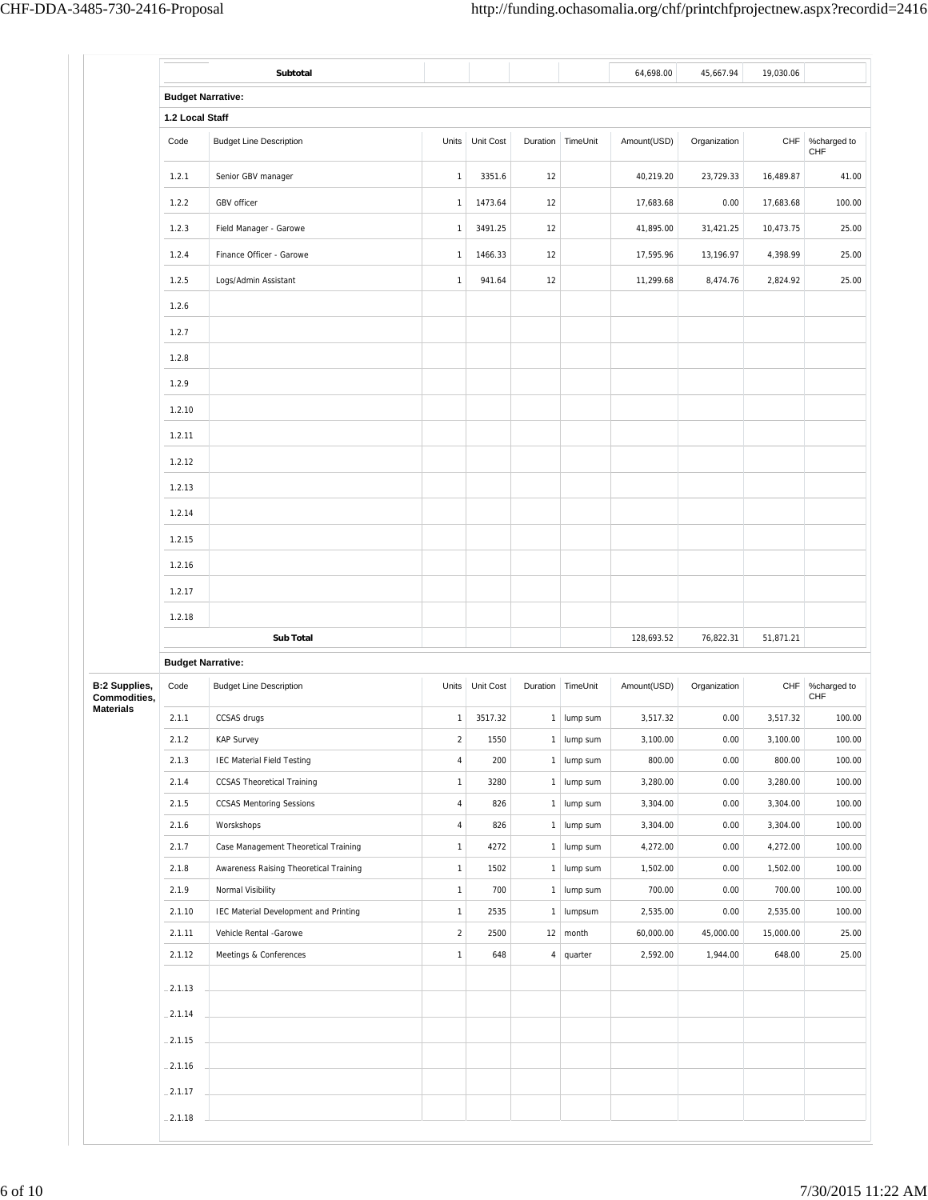| | Subtotal | | | | | 64,698.00 | 45,667.94 | 19,030.06 | |
|---|---|---|---|---|---|---|---|---|---|

**Budget Narrative:**

**1.2 Local Staff**

| Code | Budget Line Description | Units | Unit Cost | Duration | TimeUnit | Amount(USD) | Organization | CHF | %charged to CHF |
|---|---|---|---|---|---|---|---|---|---|
| 1.2.1 | Senior GBV manager | 1 | 3351.6 | 12 | | 40,219.20 | 23,729.33 | 16,489.87 | 41.00 |
| 1.2.2 | GBV officer | 1 | 1473.64 | 12 | | 17,683.68 | 0.00 | 17,683.68 | 100.00 |
| 1.2.3 | Field Manager - Garowe | 1 | 3491.25 | 12 | | 41,895.00 | 31,421.25 | 10,473.75 | 25.00 |
| 1.2.4 | Finance Officer - Garowe | 1 | 1466.33 | 12 | | 17,595.96 | 13,196.97 | 4,398.99 | 25.00 |
| 1.2.5 | Logs/Admin Assistant | 1 | 941.64 | 12 | | 11,299.68 | 8,474.76 | 2,824.92 | 25.00 |
| 1.2.6 | | | | | | | | | |
| 1.2.7 | | | | | | | | | |
| 1.2.8 | | | | | | | | | |
| 1.2.9 | | | | | | | | | |
| 1.2.10 | | | | | | | | | |
| 1.2.11 | | | | | | | | | |
| 1.2.12 | | | | | | | | | |
| 1.2.13 | | | | | | | | | |
| 1.2.14 | | | | | | | | | |
| 1.2.15 | | | | | | | | | |
| 1.2.16 | | | | | | | | | |
| 1.2.17 | | | | | | | | | |
| 1.2.18 | | | | | | | | | |
| | **Sub Total** | | | | | 128,693.52 | 76,822.31 | 51,871.21 | |

**Budget Narrative:**

**B:2 Supplies, Commodities, Materials**

| Code | Budget Line Description | Units | Unit Cost | Duration | TimeUnit | Amount(USD) | Organization | CHF | %charged to CHF |
|---|---|---|---|---|---|---|---|---|---|
| 2.1.1 | CCSAS drugs | 1 | 3517.32 | 1 | lump sum | 3,517.32 | 0.00 | 3,517.32 | 100.00 |
| 2.1.2 | KAP Survey | 2 | 1550 | 1 | lump sum | 3,100.00 | 0.00 | 3,100.00 | 100.00 |
| 2.1.3 | IEC Material Field Testing | 4 | 200 | 1 | lump sum | 800.00 | 0.00 | 800.00 | 100.00 |
| 2.1.4 | CCSAS Theoretical Training | 1 | 3280 | 1 | lump sum | 3,280.00 | 0.00 | 3,280.00 | 100.00 |
| 2.1.5 | CCSAS Mentoring Sessions | 4 | 826 | 1 | lump sum | 3,304.00 | 0.00 | 3,304.00 | 100.00 |
| 2.1.6 | Worskshops | 4 | 826 | 1 | lump sum | 3,304.00 | 0.00 | 3,304.00 | 100.00 |
| 2.1.7 | Case Management Theoretical Training | 1 | 4272 | 1 | lump sum | 4,272.00 | 0.00 | 4,272.00 | 100.00 |
| 2.1.8 | Awareness Raising Theoretical Training | 1 | 1502 | 1 | lump sum | 1,502.00 | 0.00 | 1,502.00 | 100.00 |
| 2.1.9 | Normal Visibility | 1 | 700 | 1 | lump sum | 700.00 | 0.00 | 700.00 | 100.00 |
| 2.1.10 | IEC Material Development and Printing | 1 | 2535 | 1 | lumpsum | 2,535.00 | 0.00 | 2,535.00 | 100.00 |
| 2.1.11 | Vehicle Rental -Garowe | 2 | 2500 | 12 | month | 60,000.00 | 45,000.00 | 15,000.00 | 25.00 |
| 2.1.12 | Meetings & Conferences | 1 | 648 | 4 | quarter | 2,592.00 | 1,944.00 | 648.00 | 25.00 |
| 2.1.13 | | | | | | | | | |
| 2.1.14 | | | | | | | | | |
| 2.1.15 | | | | | | | | | |
| 2.1.16 | | | | | | | | | |
| 2.1.17 | | | | | | | | | |
| 2.1.18 | | | | | | | | | |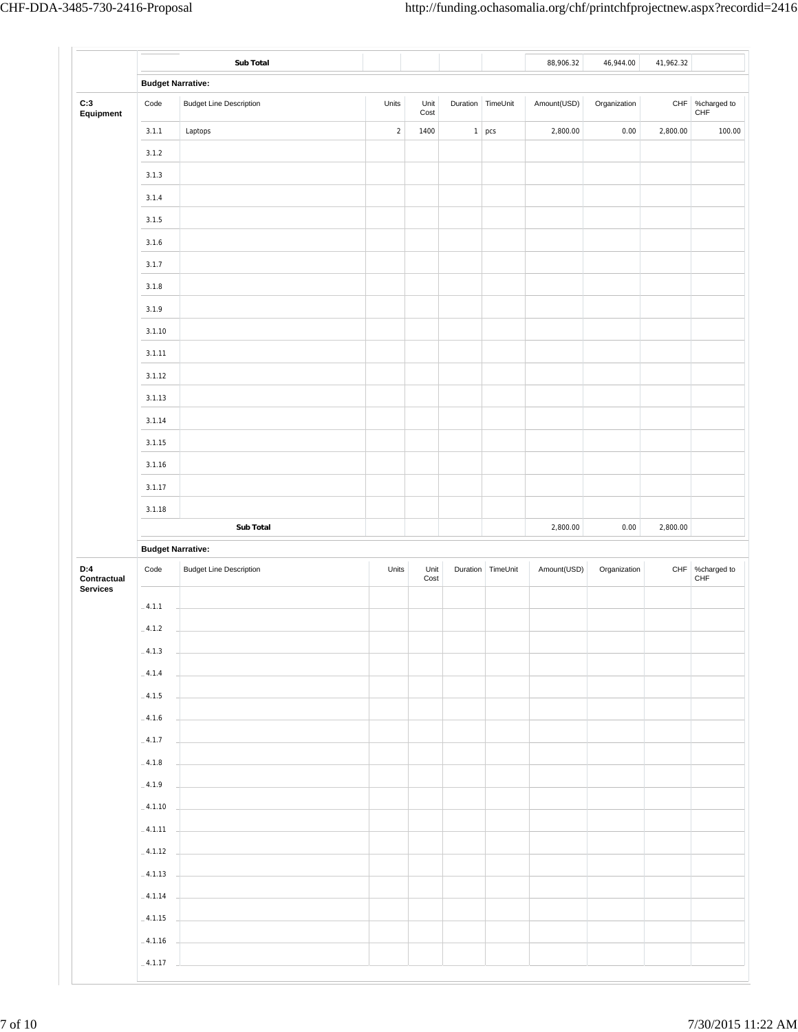| | | | | | | | | | |
|---|---|---|---|---|---|---|---|---|---|
| | Sub Total | | | | | 88,906.32 | 46,944.00 | 41,962.32 | |

**Budget Narrative:**

**C:3 Equipment**

| Code | Budget Line Description | Units | Unit Cost | Duration | TimeUnit | Amount(USD) | Organization | CHF | %charged to CHF |
|---|---|---|---|---|---|---|---|---|---|
| 3.1.1 | Laptops | 2 | 1400 | 1 | pcs | 2,800.00 | 0.00 | 2,800.00 | 100.00 |
| 3.1.2 | | | | | | | | | |
| 3.1.3 | | | | | | | | | |
| 3.1.4 | | | | | | | | | |
| 3.1.5 | | | | | | | | | |
| 3.1.6 | | | | | | | | | |
| 3.1.7 | | | | | | | | | |
| 3.1.8 | | | | | | | | | |
| 3.1.9 | | | | | | | | | |
| 3.1.10 | | | | | | | | | |
| 3.1.11 | | | | | | | | | |
| 3.1.12 | | | | | | | | | |
| 3.1.13 | | | | | | | | | |
| 3.1.14 | | | | | | | | | |
| 3.1.15 | | | | | | | | | |
| 3.1.16 | | | | | | | | | |
| 3.1.17 | | | | | | | | | |
| 3.1.18 | | | | | | | | | |
| | Sub Total | | | | | 2,800.00 | 0.00 | 2,800.00 | |

**Budget Narrative:**

**D:4 Contractual Services**

| Code | Budget Line Description | Units | Unit Cost | Duration | TimeUnit | Amount(USD) | Organization | CHF | %charged to CHF |
|---|---|---|---|---|---|---|---|---|---|
| 4.1.1 | | | | | | | | | |
| 4.1.2 | | | | | | | | | |
| 4.1.3 | | | | | | | | | |
| 4.1.4 | | | | | | | | | |
| 4.1.5 | | | | | | | | | |
| 4.1.6 | | | | | | | | | |
| 4.1.7 | | | | | | | | | |
| 4.1.8 | | | | | | | | | |
| 4.1.9 | | | | | | | | | |
| 4.1.10 | | | | | | | | | |
| 4.1.11 | | | | | | | | | |
| 4.1.12 | | | | | | | | | |
| 4.1.13 | | | | | | | | | |
| 4.1.14 | | | | | | | | | |
| 4.1.15 | | | | | | | | | |
| 4.1.16 | | | | | | | | | |
| 4.1.17 | | | | | | | | | |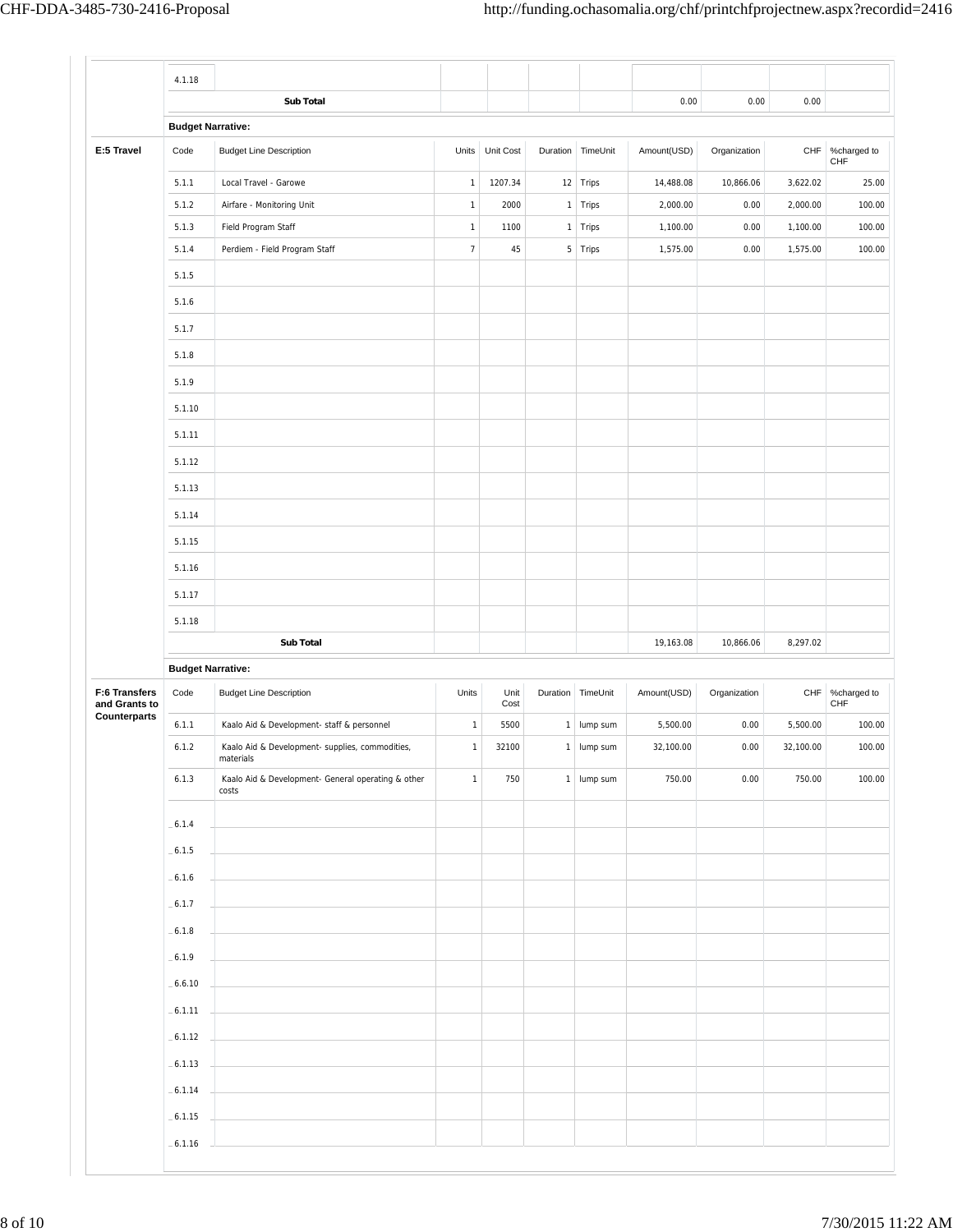| | Code | Budget Line Description | Units | Unit Cost | Duration | TimeUnit | Amount(USD) | Organization | CHF | %charged to CHF |
|---|---|---|---|---|---|---|---|---|---|---|
| | 4.1.18 | | | | | | | | | |
| | | **Sub Total** | | | | | 0.00 | 0.00 | 0.00 | |
| | **Budget Narrative:** | | | | | | | | | |

| | Code | Budget Line Description | Units | Unit Cost | Duration | TimeUnit | Amount(USD) | Organization | CHF | %charged to CHF |
|---|---|---|---|---|---|---|---|---|---|---|
| **E:5 Travel** | 5.1.1 | Local Travel - Garowe | 1 | 1207.34 | 12 | Trips | 14,488.08 | 10,866.06 | 3,622.02 | 25.00 |
| | 5.1.2 | Airfare - Monitoring Unit | 1 | 2000 | 1 | Trips | 2,000.00 | 0.00 | 2,000.00 | 100.00 |
| | 5.1.3 | Field Program Staff | 1 | 1100 | 1 | Trips | 1,100.00 | 0.00 | 1,100.00 | 100.00 |
| | 5.1.4 | Perdiem - Field Program Staff | 7 | 45 | 5 | Trips | 1,575.00 | 0.00 | 1,575.00 | 100.00 |
| | 5.1.5 | | | | | | | | | |
| | 5.1.6 | | | | | | | | | |
| | 5.1.7 | | | | | | | | | |
| | 5.1.8 | | | | | | | | | |
| | 5.1.9 | | | | | | | | | |
| | 5.1.10 | | | | | | | | | |
| | 5.1.11 | | | | | | | | | |
| | 5.1.12 | | | | | | | | | |
| | 5.1.13 | | | | | | | | | |
| | 5.1.14 | | | | | | | | | |
| | 5.1.15 | | | | | | | | | |
| | 5.1.16 | | | | | | | | | |
| | 5.1.17 | | | | | | | | | |
| | 5.1.18 | | | | | | | | | |
| | | **Sub Total** | | | | | 19,163.08 | 10,866.06 | 8,297.02 | |
| | **Budget Narrative:** | | | | | | | | | |

| | Code | Budget Line Description | Units | Unit Cost | Duration | TimeUnit | Amount(USD) | Organization | CHF | %charged to CHF |
|---|---|---|---|---|---|---|---|---|---|---|
| **F:6 Transfers and Grants to Counterparts** | 6.1.1 | Kaalo Aid & Development- staff & personnel | 1 | 5500 | 1 | lump sum | 5,500.00 | 0.00 | 5,500.00 | 100.00 |
| | 6.1.2 | Kaalo Aid & Development- supplies, commodities, materials | 1 | 32100 | 1 | lump sum | 32,100.00 | 0.00 | 32,100.00 | 100.00 |
| | 6.1.3 | Kaalo Aid & Development- General operating & other costs | 1 | 750 | 1 | lump sum | 750.00 | 0.00 | 750.00 | 100.00 |
| | 6.1.4 | | | | | | | | | |
| | 6.1.5 | | | | | | | | | |
| | 6.1.6 | | | | | | | | | |
| | 6.1.7 | | | | | | | | | |
| | 6.1.8 | | | | | | | | | |
| | 6.1.9 | | | | | | | | | |
| | 6.6.10 | | | | | | | | | |
| | 6.1.11 | | | | | | | | | |
| | 6.1.12 | | | | | | | | | |
| | 6.1.13 | | | | | | | | | |
| | 6.1.14 | | | | | | | | | |
| | 6.1.15 | | | | | | | | | |
| | 6.1.16 | | | | | | | | | |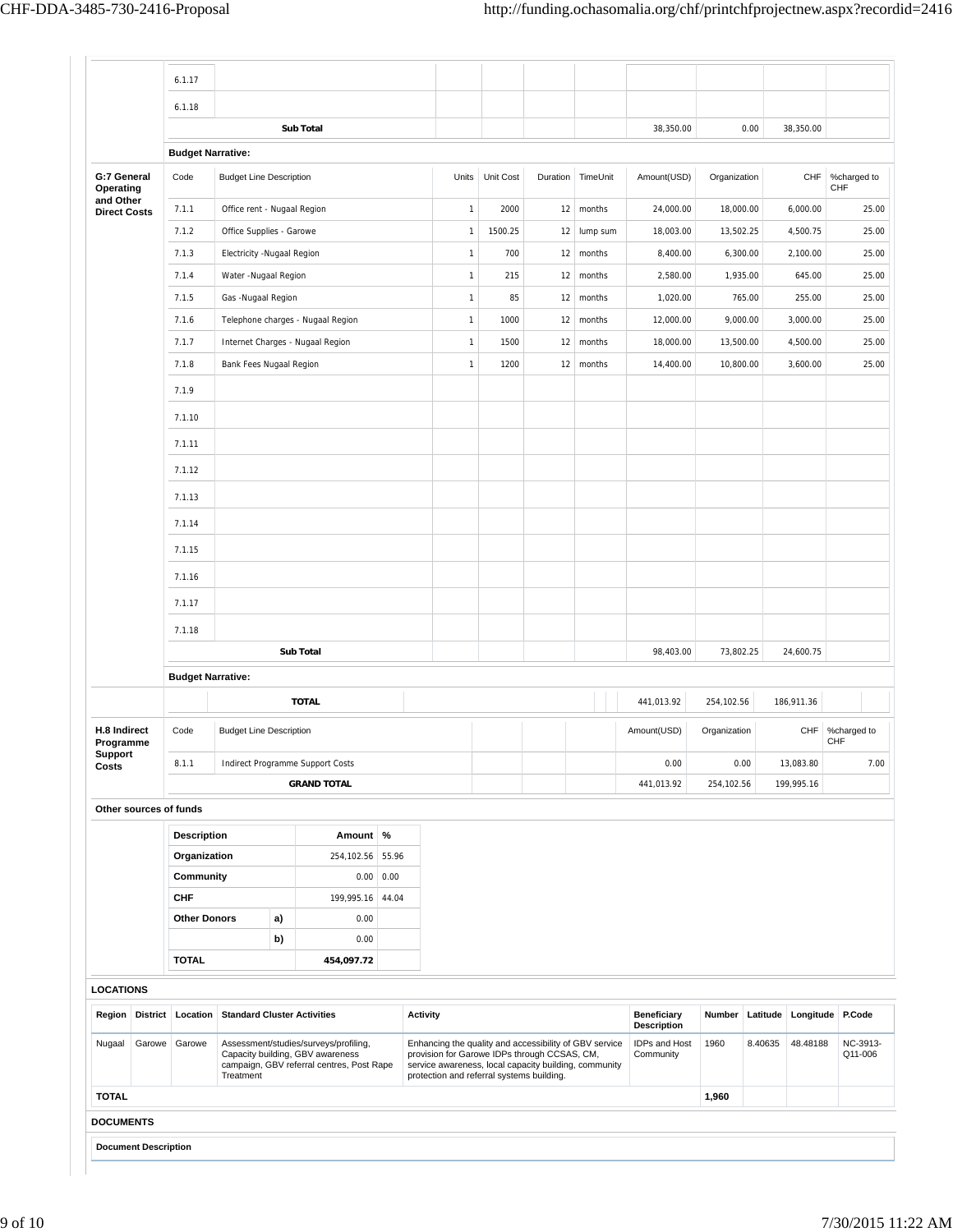| | Code | Budget Line Description | Units | Unit Cost | Duration | TimeUnit | Amount(USD) | Organization | CHF | %charged to CHF |
|---|---|---|---|---|---|---|---|---|---|---|
| | 6.1.17 | | | | | | | | | |
| | 6.1.18 | | | | | | | | | |
| | | **Sub Total** | | | | | 38,350.00 | 0.00 | 38,350.00 | |
| | **Budget Narrative:** | | | | | | | | | |

| **G:7 General Operating and Other Direct Costs** | Code | Budget Line Description | Units | Unit Cost | Duration | TimeUnit | Amount(USD) | Organization | CHF | %charged to CHF |
|---|---|---|---|---|---|---|---|---|---|---|
| | 7.1.1 | Office rent - Nugaal Region | 1 | 2000 | 12 | months | 24,000.00 | 18,000.00 | 6,000.00 | 25.00 |
| | 7.1.2 | Office Supplies - Garowe | 1 | 1500.25 | 12 | lump sum | 18,003.00 | 13,502.25 | 4,500.75 | 25.00 |
| | 7.1.3 | Electricity -Nugaal Region | 1 | 700 | 12 | months | 8,400.00 | 6,300.00 | 2,100.00 | 25.00 |
| | 7.1.4 | Water -Nugaal Region | 1 | 215 | 12 | months | 2,580.00 | 1,935.00 | 645.00 | 25.00 |
| | 7.1.5 | Gas -Nugaal Region | 1 | 85 | 12 | months | 1,020.00 | 765.00 | 255.00 | 25.00 |
| | 7.1.6 | Telephone charges - Nugaal Region | 1 | 1000 | 12 | months | 12,000.00 | 9,000.00 | 3,000.00 | 25.00 |
| | 7.1.7 | Internet Charges - Nugaal Region | 1 | 1500 | 12 | months | 18,000.00 | 13,500.00 | 4,500.00 | 25.00 |
| | 7.1.8 | Bank Fees Nugaal Region | 1 | 1200 | 12 | months | 14,400.00 | 10,800.00 | 3,600.00 | 25.00 |
| | 7.1.9 | | | | | | | | | |
| | 7.1.10 | | | | | | | | | |
| | 7.1.11 | | | | | | | | | |
| | 7.1.12 | | | | | | | | | |
| | 7.1.13 | | | | | | | | | |
| | 7.1.14 | | | | | | | | | |
| | 7.1.15 | | | | | | | | | |
| | 7.1.16 | | | | | | | | | |
| | 7.1.17 | | | | | | | | | |
| | 7.1.18 | | | | | | | | | |
| | | **Sub Total** | | | | | 98,403.00 | 73,802.25 | 24,600.75 | |
| | **Budget Narrative:** | | | | | | | | | |
| | | **TOTAL** | | | | | 441,013.92 | 254,102.56 | 186,911.36 | |

| **H.8 Indirect Programme Support Costs** | Code | Budget Line Description | Amount(USD) | Organization | CHF | %charged to CHF |
|---|---|---|---|---|---|---|
| | 8.1.1 | Indirect Programme Support Costs | 0.00 | 0.00 | 13,083.80 | 7.00 |
| | | **GRAND TOTAL** | 441,013.92 | 254,102.56 | 199,995.16 | |

**Other sources of funds**

| Description | | Amount | % |
|---|---|---|---|
| **Organization** | | 254,102.56 | 55.96 |
| **Community** | | 0.00 | 0.00 |
| **CHF** | | 199,995.16 | 44.04 |
| **Other Donors** | **a)** | 0.00 | |
| | **b)** | 0.00 | |
| **TOTAL** | | **454,097.72** | |

**LOCATIONS**

| Region | District | Location | Standard Cluster Activities | Activity | Beneficiary Description | Number | Latitude | Longitude | P.Code |
|---|---|---|---|---|---|---|---|---|---|
| Nugaal | Garowe | Garowe | Assessment/studies/surveys/profiling, Capacity building, GBV awareness campaign, GBV referral centres, Post Rape Treatment | Enhancing the quality and accessibility of GBV service provision for Garowe IDPs through CCSAS, CM, service awareness, local capacity building, community protection and referral systems building. | IDPs and Host Community | 1960 | 8.40635 | 48.48188 | NC-3913-Q11-006 |
| **TOTAL** | | | | | | **1,960** | | | |

**DOCUMENTS**

| Document Description |
|---|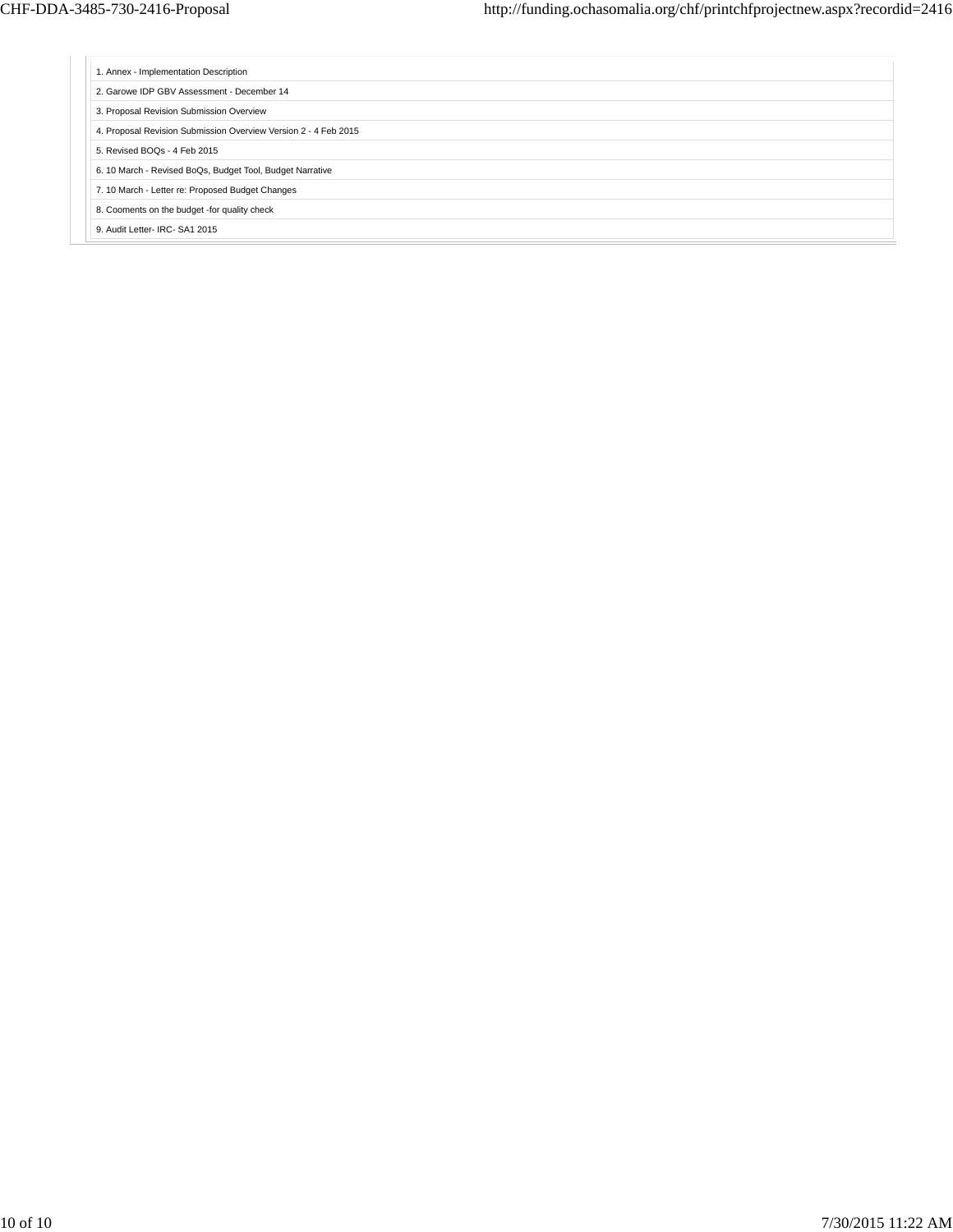1. Annex - Implementation Description
2. Garowe IDP GBV Assessment - December 14
3. Proposal Revision Submission Overview
4. Proposal Revision Submission Overview Version 2 - 4 Feb 2015
5. Revised BOQs - 4 Feb 2015
6. 10 March - Revised BoQs, Budget Tool, Budget Narrative
7. 10 March - Letter re: Proposed Budget Changes
8. Cooments on the budget -for quality check
9. Audit Letter- IRC- SA1 2015